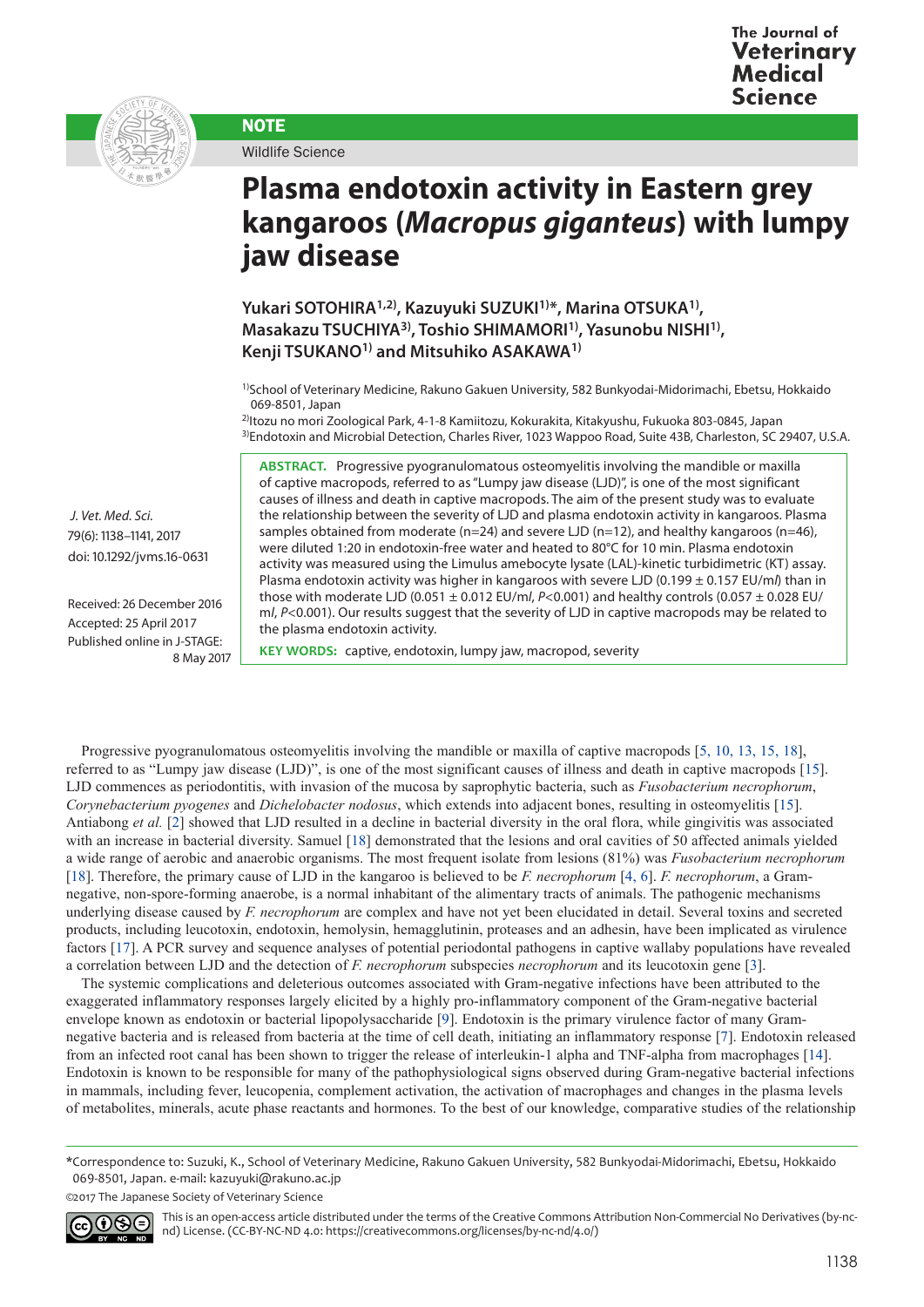NOTE

Wildlife Science

# Plasma endotoxin activity in Eastern grey kangaroos (*Macropus giganteus*) with lumpy jaw disease

**Yukari SOTOHIRA[1,2], Kazuyuki SUZUKI[1]*, Marina OTSUKA[1], Masakazu TSUCHIYA[3], Toshio SHIMAMORI[1], Yasunobu NISHI[1], Kenji TSUKANO[1] and Mitsuhiko ASAKAWA[1]**

[1]School of Veterinary Medicine, Rakuno Gakuen University, 582 Bunkyodai-Midorimachi, Ebetsu, Hokkaido 069-8501, Japan

[2]Itozu no mori Zoological Park, 4-1-8 Kamiitozu, Kokurakita, Kitakyushu, Fukuoka 803-0845, Japan

[3]Endotoxin and Microbial Detection, Charles River, 1023 Wappoo Road, Suite 43B, Charleston, SC 29407, U.S.A.

J. Vet. Med. Sci.
79(6): 1138–1141, 2017
doi: 10.1292/jvms.16-0631

Received: 26 December 2016
Accepted: 25 April 2017
Published online in J-STAGE: 8 May 2017

**ABSTRACT.** Progressive pyogranulomatous osteomyelitis involving the mandible or maxilla of captive macropods, referred to as "Lumpy jaw disease (LJD)", is one of the most significant causes of illness and death in captive macropods. The aim of the present study was to evaluate the relationship between the severity of LJD and plasma endotoxin activity in kangaroos. Plasma samples obtained from moderate (n=24) and severe LJD (n=12), and healthy kangaroos (n=46), were diluted 1:20 in endotoxin-free water and heated to 80°C for 10 min. Plasma endotoxin activity was measured using the Limulus amebocyte lysate (LAL)-kinetic turbidimetric (KT) assay. Plasma endotoxin activity was higher in kangaroos with severe LJD (0.199 ± 0.157 EU/m*l*) than in those with moderate LJD (0.051 ± 0.012 EU/m*l*, *P*<0.001) and healthy controls (0.057 ± 0.028 EU/m*l*, *P*<0.001). Our results suggest that the severity of LJD in captive macropods may be related to the plasma endotoxin activity.

**KEY WORDS:** captive, endotoxin, lumpy jaw, macropod, severity

Progressive pyogranulomatous osteomyelitis involving the mandible or maxilla of captive macropods [5, 10, 13, 15, 18], referred to as "Lumpy jaw disease (LJD)", is one of the most significant causes of illness and death in captive macropods [15]. LJD commences as periodontitis, with invasion of the mucosa by saprophytic bacteria, such as *Fusobacterium necrophorum*, *Corynebacterium pyogenes* and *Dichelobacter nodosus*, which extends into adjacent bones, resulting in osteomyelitis [15]. Antiabong *et al.* [2] showed that LJD resulted in a decline in bacterial diversity in the oral flora, while gingivitis was associated with an increase in bacterial diversity. Samuel [18] demonstrated that the lesions and oral cavities of 50 affected animals yielded a wide range of aerobic and anaerobic organisms. The most frequent isolate from lesions (81%) was *Fusobacterium necrophorum* [18]. Therefore, the primary cause of LJD in the kangaroo is believed to be *F. necrophorum* [4, 6]. *F. necrophorum*, a Gram-negative, non-spore-forming anaerobe, is a normal inhabitant of the alimentary tracts of animals. The pathogenic mechanisms underlying disease caused by *F. necrophorum* are complex and have not yet been elucidated in detail. Several toxins and secreted products, including leucotoxin, endotoxin, hemolysin, hemagglutinin, proteases and an adhesin, have been implicated as virulence factors [17]. A PCR survey and sequence analyses of potential periodontal pathogens in captive wallaby populations have revealed a correlation between LJD and the detection of *F. necrophorum* subspecies *necrophorum* and its leucotoxin gene [3].

The systemic complications and deleterious outcomes associated with Gram-negative infections have been attributed to the exaggerated inflammatory responses largely elicited by a highly pro-inflammatory component of the Gram-negative bacterial envelope known as endotoxin or bacterial lipopolysaccharide [9]. Endotoxin is the primary virulence factor of many Gram-negative bacteria and is released from bacteria at the time of cell death, initiating an inflammatory response [7]. Endotoxin released from an infected root canal has been shown to trigger the release of interleukin-1 alpha and TNF-alpha from macrophages [14]. Endotoxin is known to be responsible for many of the pathophysiological signs observed during Gram-negative bacterial infections in mammals, including fever, leucopenia, complement activation, the activation of macrophages and changes in the plasma levels of metabolites, minerals, acute phase reactants and hormones. To the best of our knowledge, comparative studies of the relationship

*Correspondence to: Suzuki, K., School of Veterinary Medicine, Rakuno Gakuen University, 582 Bunkyodai-Midorimachi, Ebetsu, Hokkaido 069-8501, Japan. e-mail: kazuyuki@rakuno.ac.jp

©2017 The Japanese Society of Veterinary Science

This is an open-access article distributed under the terms of the Creative Commons Attribution Non-Commercial No Derivatives (by-nc-nd) License. (CC-BY-NC-ND 4.0: https://creativecommons.org/licenses/by-nc-nd/4.0/)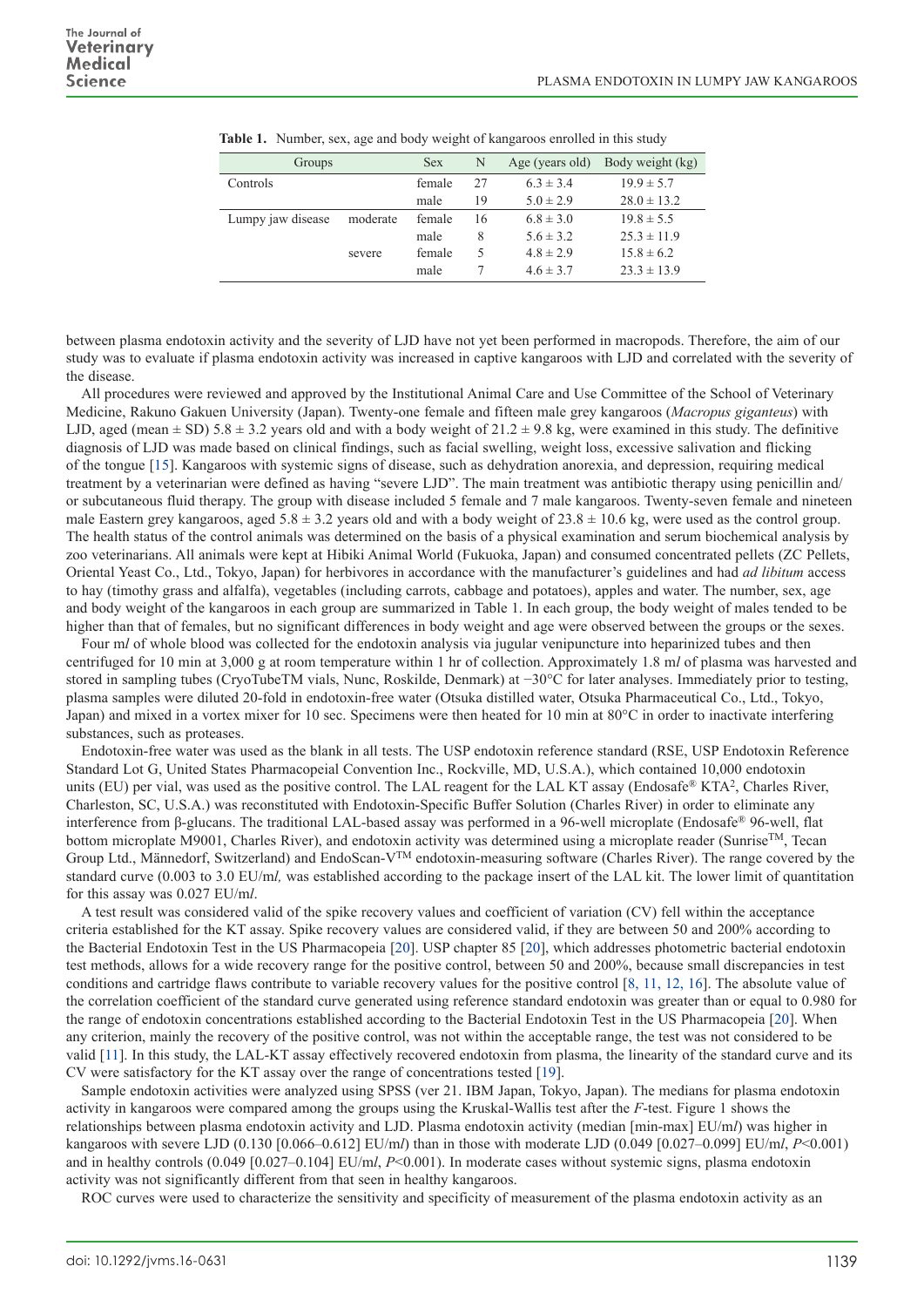**Table 1.** Number, sex, age and body weight of kangaroos enrolled in this study

| Groups | | Sex | N | Age (years old) | Body weight (kg) |
|---|---|---|---|---|---|
| Controls | | female | 27 | 6.3 ± 3.4 | 19.9 ± 5.7 |
| | | male | 19 | 5.0 ± 2.9 | 28.0 ± 13.2 |
| Lumpy jaw disease | moderate | female | 16 | 6.8 ± 3.0 | 19.8 ± 5.5 |
| | | male | 8 | 5.6 ± 3.2 | 25.3 ± 11.9 |
| | severe | female | 5 | 4.8 ± 2.9 | 15.8 ± 6.2 |
| | | male | 7 | 4.6 ± 3.7 | 23.3 ± 13.9 |

between plasma endotoxin activity and the severity of LJD have not yet been performed in macropods. Therefore, the aim of our study was to evaluate if plasma endotoxin activity was increased in captive kangaroos with LJD and correlated with the severity of the disease.

All procedures were reviewed and approved by the Institutional Animal Care and Use Committee of the School of Veterinary Medicine, Rakuno Gakuen University (Japan). Twenty-one female and fifteen male grey kangaroos (*Macropus giganteus*) with LJD, aged (mean ± SD) 5.8 ± 3.2 years old and with a body weight of 21.2 ± 9.8 kg, were examined in this study. The definitive diagnosis of LJD was made based on clinical findings, such as facial swelling, weight loss, excessive salvation and flicking of the tongue [15]. Kangaroos with systemic signs of disease, such as dehydration anorexia, and depression, requiring medical treatment by a veterinarian were defined as having "severe LJD". The main treatment was antibiotic therapy using penicillin and/or subcutaneous fluid therapy. The group with disease included 5 female and 7 male kangaroos. Twenty-seven female and nineteen male Eastern grey kangaroos, aged 5.8 ± 3.2 years old and with a body weight of 23.8 ± 10.6 kg, were used as the control group. The health status of the control animals was determined on the basis of a physical examination and serum biochemical analysis by zoo veterinarians. All animals were kept at Hibiki Animal World (Fukuoka, Japan) and consumed concentrated pellets (ZC Pellets, Oriental Yeast Co., Ltd., Tokyo, Japan) for herbivores in accordance with the manufacturer's guidelines and had *ad libitum* access to hay (timothy grass and alfalfa), vegetables (including carrots, cabbage and potatoes), apples and water. The number, sex, age and body weight of the kangaroos in each group are summarized in Table 1. In each group, the body weight of males tended to be higher than that of females, but no significant differences in body weight and age were observed between the groups or the sexes.

Four m*l* of whole blood was collected for the endotoxin analysis via jugular venipuncture into heparinized tubes and then centrifuged for 10 min at 3,000 g at room temperature within 1 hr of collection. Approximately 1.8 m*l* of plasma was harvested and stored in sampling tubes (CryoTubeTM vials, Nunc, Roskilde, Denmark) at −30°C for later analyses. Immediately prior to testing, plasma samples were diluted 20-fold in endotoxin-free water (Otsuka distilled water, Otsuka Pharmaceutical Co., Ltd., Tokyo, Japan) and mixed in a vortex mixer for 10 sec. Specimens were then heated for 10 min at 80°C in order to inactivate interfering substances, such as proteases.

Endotoxin-free water was used as the blank in all tests. The USP endotoxin reference standard (RSE, USP Endotoxin Reference Standard Lot G, United States Pharmacopeial Convention Inc., Rockville, MD, U.S.A.), which contained 10,000 endotoxin units (EU) per vial, was used as the positive control. The LAL reagent for the LAL KT assay (Endosafe® KTA², Charles River, Charleston, SC, U.S.A.) was reconstituted with Endotoxin-Specific Buffer Solution (Charles River) in order to eliminate any interference from β-glucans. The traditional LAL-based assay was performed in a 96-well microplate (Endosafe® 96-well, flat bottom microplate M9001, Charles River), and endotoxin activity was determined using a microplate reader (Sunrise™, Tecan Group Ltd., Männedorf, Switzerland) and EndoScan-V™ endotoxin-measuring software (Charles River). The range covered by the standard curve (0.003 to 3.0 EU/m*l,* was established according to the package insert of the LAL kit. The lower limit of quantitation for this assay was 0.027 EU/m*l*.

A test result was considered valid of the spike recovery values and coefficient of variation (CV) fell within the acceptance criteria established for the KT assay. Spike recovery values are considered valid, if they are between 50 and 200% according to the Bacterial Endotoxin Test in the US Pharmacopeia [20]. USP chapter 85 [20], which addresses photometric bacterial endotoxin test methods, allows for a wide recovery range for the positive control, between 50 and 200%, because small discrepancies in test conditions and cartridge flaws contribute to variable recovery values for the positive control [8, 11, 12, 16]. The absolute value of the correlation coefficient of the standard curve generated using reference standard endotoxin was greater than or equal to 0.980 for the range of endotoxin concentrations established according to the Bacterial Endotoxin Test in the US Pharmacopeia [20]. When any criterion, mainly the recovery of the positive control, was not within the acceptable range, the test was not considered to be valid [11]. In this study, the LAL-KT assay effectively recovered endotoxin from plasma, the linearity of the standard curve and its CV were satisfactory for the KT assay over the range of concentrations tested [19].

Sample endotoxin activities were analyzed using SPSS (ver 21. IBM Japan, Tokyo, Japan). The medians for plasma endotoxin activity in kangaroos were compared among the groups using the Kruskal-Wallis test after the *F*-test. Figure 1 shows the relationships between plasma endotoxin activity and LJD. Plasma endotoxin activity (median [min-max] EU/m*l*) was higher in kangaroos with severe LJD (0.130 [0.066–0.612] EU/m*l*) than in those with moderate LJD (0.049 [0.027–0.099] EU/m*l*, $P<0.001$) and in healthy controls (0.049 [0.027–0.104] EU/m*l*, $P<0.001$). In moderate cases without systemic signs, plasma endotoxin activity was not significantly different from that seen in healthy kangaroos.

ROC curves were used to characterize the sensitivity and specificity of measurement of the plasma endotoxin activity as an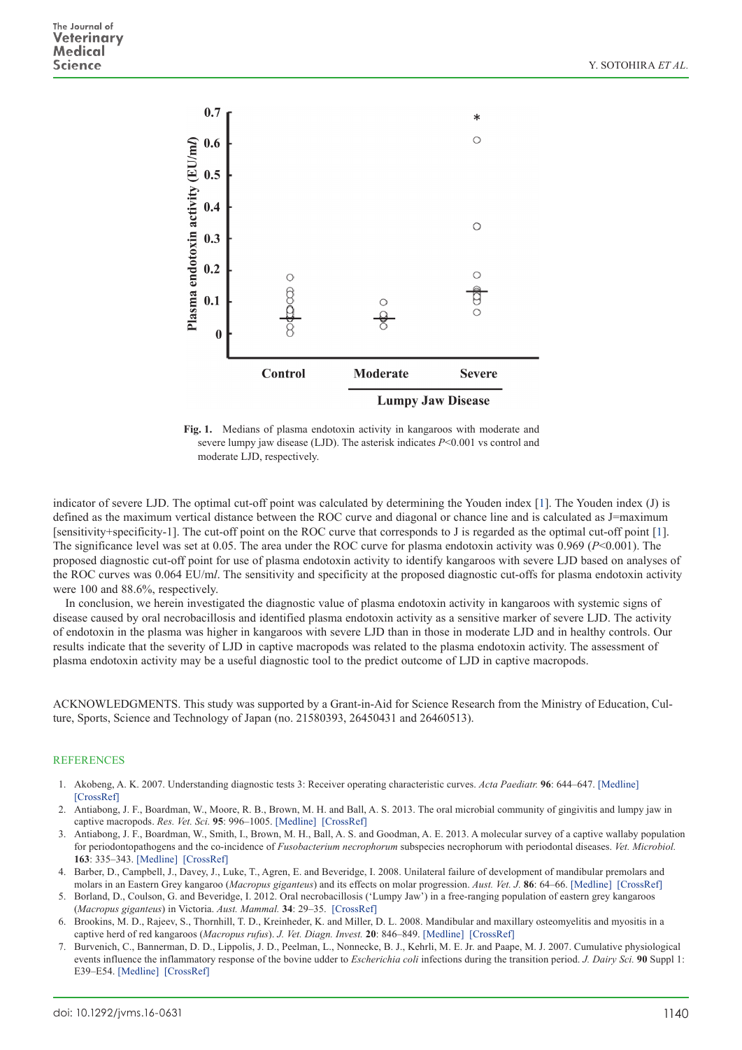**Fig. 1.** Medians of plasma endotoxin activity in kangaroos with moderate and severe lumpy jaw disease (LJD). The asterisk indicates $P$<0.001 vs control and moderate LJD, respectively.

indicator of severe LJD. The optimal cut-off point was calculated by determining the Youden index [1]. The Youden index (J) is defined as the maximum vertical distance between the ROC curve and diagonal or chance line and is calculated as J=maximum [sensitivity+specificity-1]. The cut-off point on the ROC curve that corresponds to J is regarded as the optimal cut-off point [1]. The significance level was set at 0.05. The area under the ROC curve for plasma endotoxin activity was 0.969 ($P$<0.001). The proposed diagnostic cut-off point for use of plasma endotoxin activity to identify kangaroos with severe LJD based on analyses of the ROC curves was 0.064 EU/m*l*. The sensitivity and specificity at the proposed diagnostic cut-offs for plasma endotoxin activity were 100 and 88.6%, respectively.

In conclusion, we herein investigated the diagnostic value of plasma endotoxin activity in kangaroos with systemic signs of disease caused by oral necrobacillosis and identified plasma endotoxin activity as a sensitive marker of severe LJD. The activity of endotoxin in the plasma was higher in kangaroos with severe LJD than in those in moderate LJD and in healthy controls. Our results indicate that the severity of LJD in captive macropods was related to the plasma endotoxin activity. The assessment of plasma endotoxin activity may be a useful diagnostic tool to the predict outcome of LJD in captive macropods.

ACKNOWLEDGMENTS. This study was supported by a Grant-in-Aid for Science Research from the Ministry of Education, Culture, Sports, Science and Technology of Japan (no. 21580393, 26450431 and 26460513).

## REFERENCES

1. Akobeng, A. K. 2007. Understanding diagnostic tests 3: Receiver operating characteristic curves. *Acta Paediatr.* **96**: 644–647. [Medline] [CrossRef]
2. Antiabong, J. F., Boardman, W., Moore, R. B., Brown, M. H. and Ball, A. S. 2013. The oral microbial community of gingivitis and lumpy jaw in captive macropods. *Res. Vet. Sci.* **95**: 996–1005. [Medline] [CrossRef]
3. Antiabong, J. F., Boardman, W., Smith, I., Brown, M. H., Ball, A. S. and Goodman, A. E. 2013. A molecular survey of a captive wallaby population for periodontopathogens and the co-incidence of *Fusobacterium necrophorum* subspecies necrophorum with periodontal diseases. *Vet. Microbiol.* **163**: 335–343. [Medline] [CrossRef]
4. Barber, D., Campbell, J., Davey, J., Luke, T., Agren, E. and Beveridge, I. 2008. Unilateral failure of development of mandibular premolars and molars in an Eastern Grey kangaroo (*Macropus giganteus*) and its effects on molar progression. *Aust. Vet. J.* **86**: 64–66. [Medline] [CrossRef]
5. Borland, D., Coulson, G. and Beveridge, I. 2012. Oral necrobacillosis ('Lumpy Jaw') in a free-ranging population of eastern grey kangaroos (*Macropus giganteus*) in Victoria. *Aust. Mammal.* **34**: 29–35. [CrossRef]
6. Brookins, M. D., Rajeev, S., Thornhill, T. D., Kreinheder, K. and Miller, D. L. 2008. Mandibular and maxillary osteomyelitis and myositis in a captive herd of red kangaroos (*Macropus rufus*). *J. Vet. Diagn. Invest.* **20**: 846–849. [Medline] [CrossRef]
7. Burvenich, C., Bannerman, D. D., Lippolis, J. D., Peelman, L., Nonnecke, B. J., Kehrli, M. E. Jr. and Paape, M. J. 2007. Cumulative physiological events influence the inflammatory response of the bovine udder to *Escherichia coli* infections during the transition period. *J. Dairy Sci.* **90** Suppl 1: E39–E54. [Medline] [CrossRef]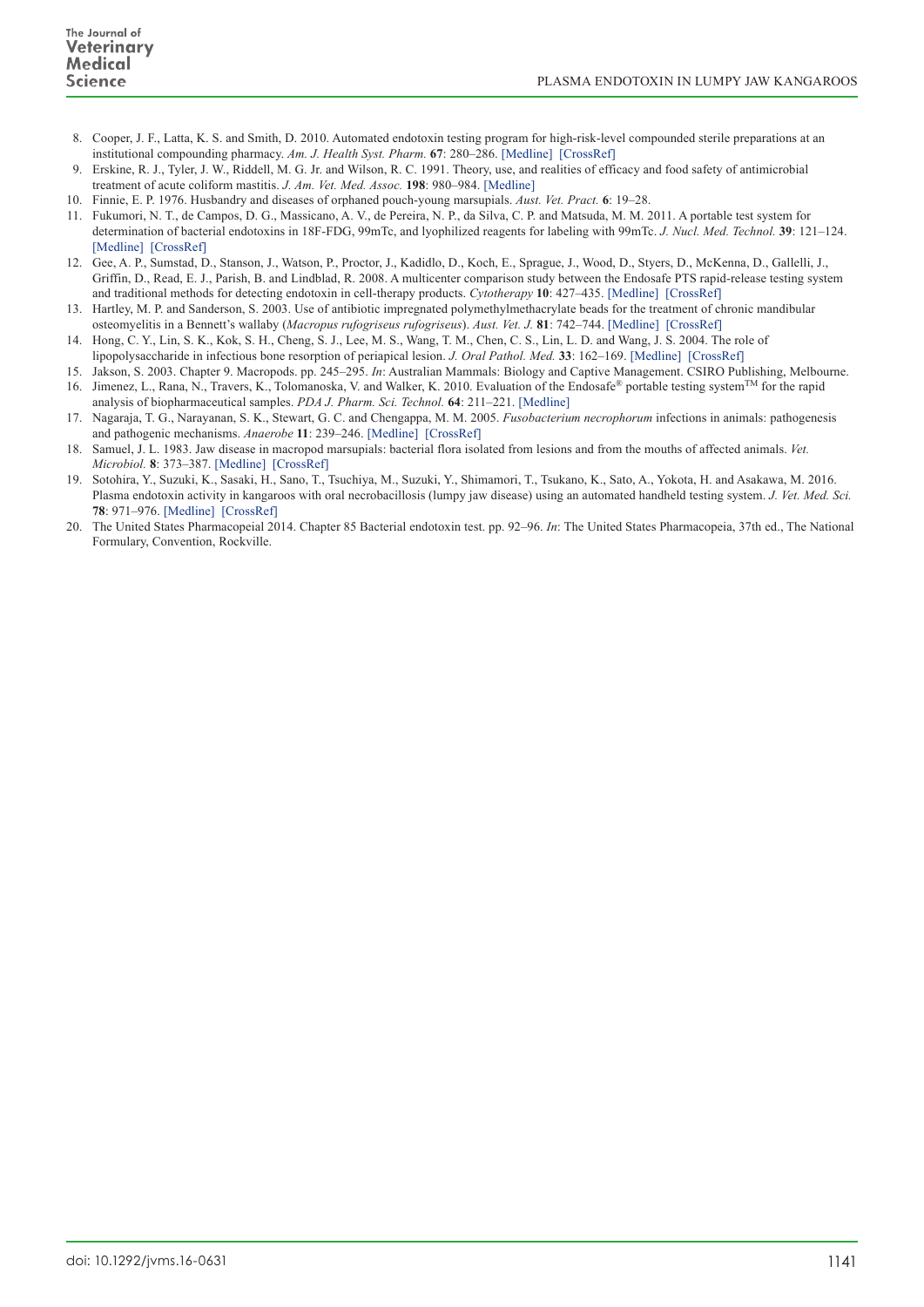8. Cooper, J. F., Latta, K. S. and Smith, D. 2010. Automated endotoxin testing program for high-risk-level compounded sterile preparations at an institutional compounding pharmacy. *Am. J. Health Syst. Pharm.* **67**: 280–286. [Medline] [CrossRef]
9. Erskine, R. J., Tyler, J. W., Riddell, M. G. Jr. and Wilson, R. C. 1991. Theory, use, and realities of efficacy and food safety of antimicrobial treatment of acute coliform mastitis. *J. Am. Vet. Med. Assoc.* **198**: 980–984. [Medline]
10. Finnie, E. P. 1976. Husbandry and diseases of orphaned pouch-young marsupials. *Aust. Vet. Pract.* **6**: 19–28.
11. Fukumori, N. T., de Campos, D. G., Massicano, A. V., de Pereira, N. P., da Silva, C. P. and Matsuda, M. M. 2011. A portable test system for determination of bacterial endotoxins in 18F-FDG, 99mTc, and lyophilized reagents for labeling with 99mTc. *J. Nucl. Med. Technol.* **39**: 121–124. [Medline] [CrossRef]
12. Gee, A. P., Sumstad, D., Stanson, J., Watson, P., Proctor, J., Kadidlo, D., Koch, E., Sprague, J., Wood, D., Styers, D., McKenna, D., Gallelli, J., Griffin, D., Read, E. J., Parish, B. and Lindblad, R. 2008. A multicenter comparison study between the Endosafe PTS rapid-release testing system and traditional methods for detecting endotoxin in cell-therapy products. *Cytotherapy* **10**: 427–435. [Medline] [CrossRef]
13. Hartley, M. P. and Sanderson, S. 2003. Use of antibiotic impregnated polymethylmethacrylate beads for the treatment of chronic mandibular osteomyelitis in a Bennett's wallaby (*Macropus rufogriseus rufogriseus*). *Aust. Vet. J.* **81**: 742–744. [Medline] [CrossRef]
14. Hong, C. Y., Lin, S. K., Kok, S. H., Cheng, S. J., Lee, M. S., Wang, T. M., Chen, C. S., Lin, L. D. and Wang, J. S. 2004. The role of lipopolysaccharide in infectious bone resorption of periapical lesion. *J. Oral Pathol. Med.* **33**: 162–169. [Medline] [CrossRef]
15. Jakson, S. 2003. Chapter 9. Macropods. pp. 245–295. *In*: Australian Mammals: Biology and Captive Management. CSIRO Publishing, Melbourne.
16. Jimenez, L., Rana, N., Travers, K., Tolomanoska, V. and Walker, K. 2010. Evaluation of the Endosafe® portable testing system™ for the rapid analysis of biopharmaceutical samples. *PDA J. Pharm. Sci. Technol.* **64**: 211–221. [Medline]
17. Nagaraja, T. G., Narayanan, S. K., Stewart, G. C. and Chengappa, M. M. 2005. *Fusobacterium necrophorum* infections in animals: pathogenesis and pathogenic mechanisms. *Anaerobe* **11**: 239–246. [Medline] [CrossRef]
18. Samuel, J. L. 1983. Jaw disease in macropod marsupials: bacterial flora isolated from lesions and from the mouths of affected animals. *Vet. Microbiol.* **8**: 373–387. [Medline] [CrossRef]
19. Sotohira, Y., Suzuki, K., Sasaki, H., Sano, T., Tsuchiya, M., Suzuki, Y., Shimamori, T., Tsukano, K., Sato, A., Yokota, H. and Asakawa, M. 2016. Plasma endotoxin activity in kangaroos with oral necrobacillosis (lumpy jaw disease) using an automated handheld testing system. *J. Vet. Med. Sci.* **78**: 971–976. [Medline] [CrossRef]
20. The United States Pharmacopeial 2014. Chapter 85 Bacterial endotoxin test. pp. 92–96. *In*: The United States Pharmacopeia, 37th ed., The National Formulary, Convention, Rockville.